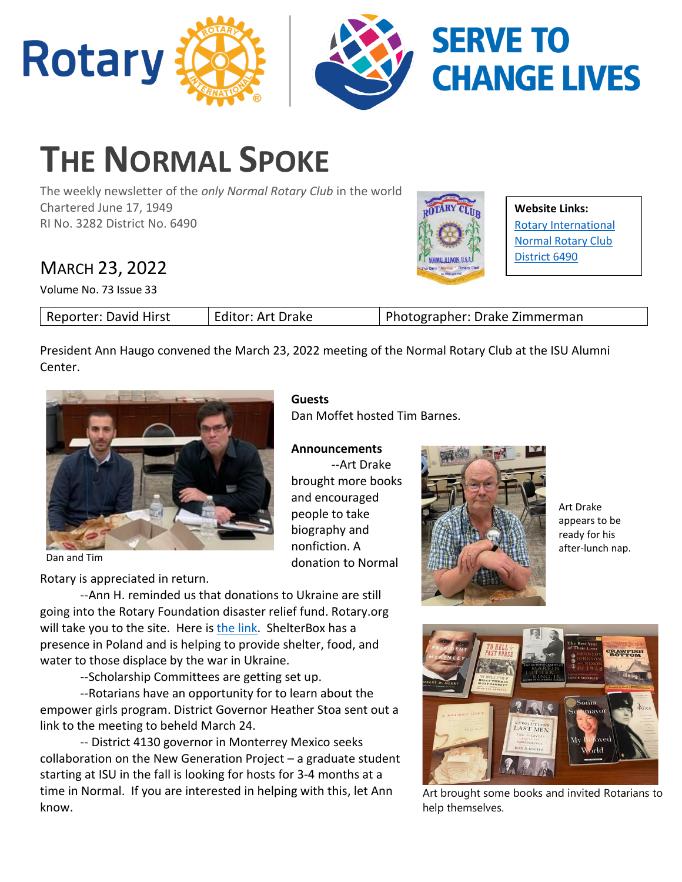# THE NORMAL SPOKE

The weekly newsletter of the *only Normal Rotary Club* in the world
Chartered June 17, 1949
RI No. 3282 District No. 6490

**Website Links:**
[Rotary International]
[Normal Rotary Club]
[District 6490]

## MARCH 23, 2022

Volume No. 73 Issue 33

| Reporter: David Hirst | Editor: Art Drake | Photographer: Drake Zimmerman |
|---|---|---|

President Ann Haugo convened the March 23, 2022 meeting of the Normal Rotary Club at the ISU Alumni Center.

Dan and Tim

**Guests**
Dan Moffet hosted Tim Barnes.

**Announcements**

--Art Drake brought more books and encouraged people to take biography and nonfiction. A donation to Normal Rotary is appreciated in return.

Art Drake appears to be ready for his after-lunch nap.

--Ann H. reminded us that donations to Ukraine are still going into the Rotary Foundation disaster relief fund. Rotary.org will take you to the site. Here is the link. ShelterBox has a presence in Poland and is helping to provide shelter, food, and water to those displace by the war in Ukraine.

--Scholarship Committees are getting set up.

--Rotarians have an opportunity for to learn about the empower girls program. District Governor Heather Stoa sent out a link to the meeting to beheld March 24.

-- District 4130 governor in Monterrey Mexico seeks collaboration on the New Generation Project – a graduate student starting at ISU in the fall is looking for hosts for 3-4 months at a time in Normal. If you are interested in helping with this, let Ann know.

Art brought some books and invited Rotarians to help themselves.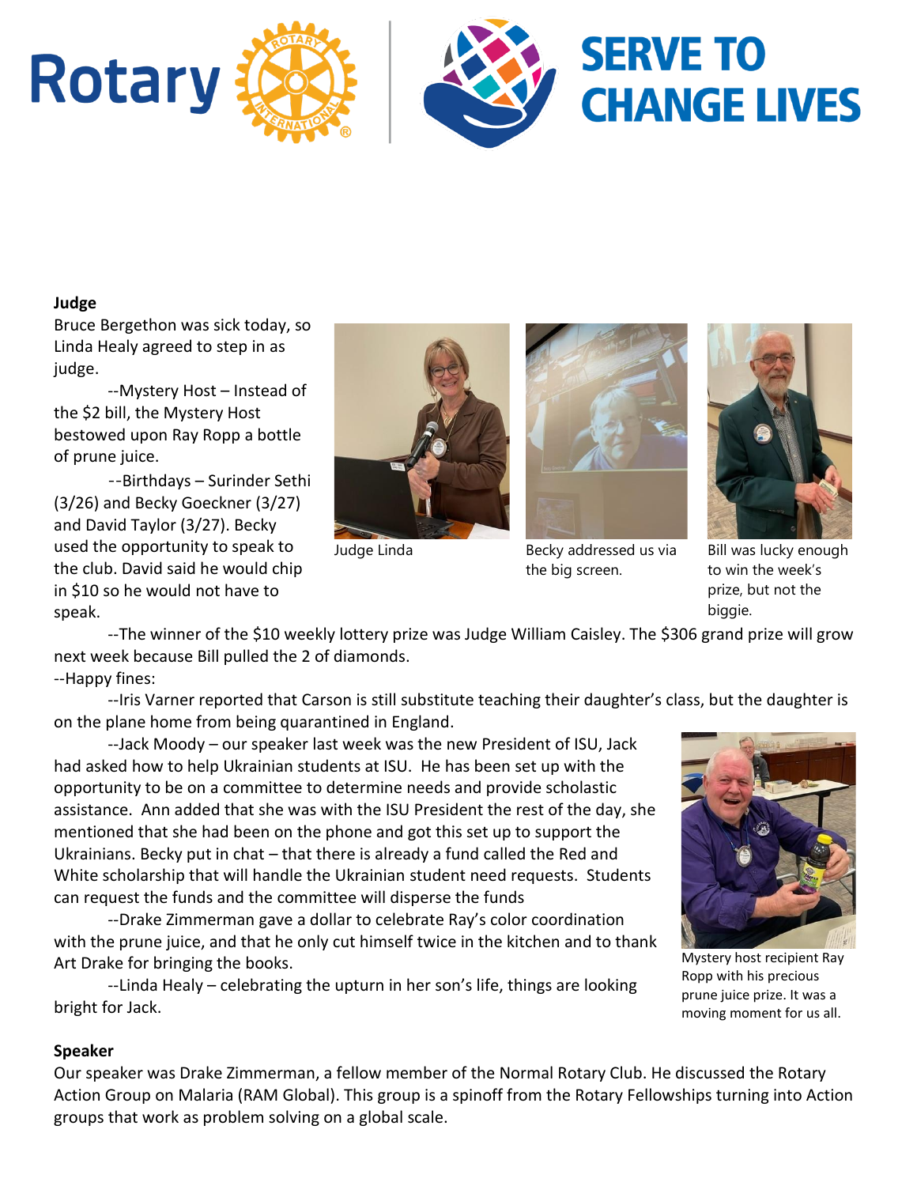**Judge**

Bruce Bergethon was sick today, so Linda Healy agreed to step in as judge.

--Mystery Host – Instead of the $2 bill, the Mystery Host bestowed upon Ray Ropp a bottle of prune juice.

--Birthdays – Surinder Sethi (3/26) and Becky Goeckner (3/27) and David Taylor (3/27). Becky used the opportunity to speak to the club. David said he would chip in $10 so he would not have to speak.

Judge Linda

Becky addressed us via the big screen.

Bill was lucky enough to win the week's prize, but not the biggie.

--The winner of the $10 weekly lottery prize was Judge William Caisley. The $306 grand prize will grow next week because Bill pulled the 2 of diamonds.

--Happy fines:

--Iris Varner reported that Carson is still substitute teaching their daughter's class, but the daughter is on the plane home from being quarantined in England.

--Jack Moody – our speaker last week was the new President of ISU, Jack had asked how to help Ukrainian students at ISU. He has been set up with the opportunity to be on a committee to determine needs and provide scholastic assistance. Ann added that she was with the ISU President the rest of the day, she mentioned that she had been on the phone and got this set up to support the Ukrainians. Becky put in chat – that there is already a fund called the Red and White scholarship that will handle the Ukrainian student need requests. Students can request the funds and the committee will disperse the funds

--Drake Zimmerman gave a dollar to celebrate Ray's color coordination with the prune juice, and that he only cut himself twice in the kitchen and to thank Art Drake for bringing the books.

--Linda Healy – celebrating the upturn in her son's life, things are looking bright for Jack.

Mystery host recipient Ray Ropp with his precious prune juice prize. It was a moving moment for us all.

**Speaker**

Our speaker was Drake Zimmerman, a fellow member of the Normal Rotary Club. He discussed the Rotary Action Group on Malaria (RAM Global). This group is a spinoff from the Rotary Fellowships turning into Action groups that work as problem solving on a global scale.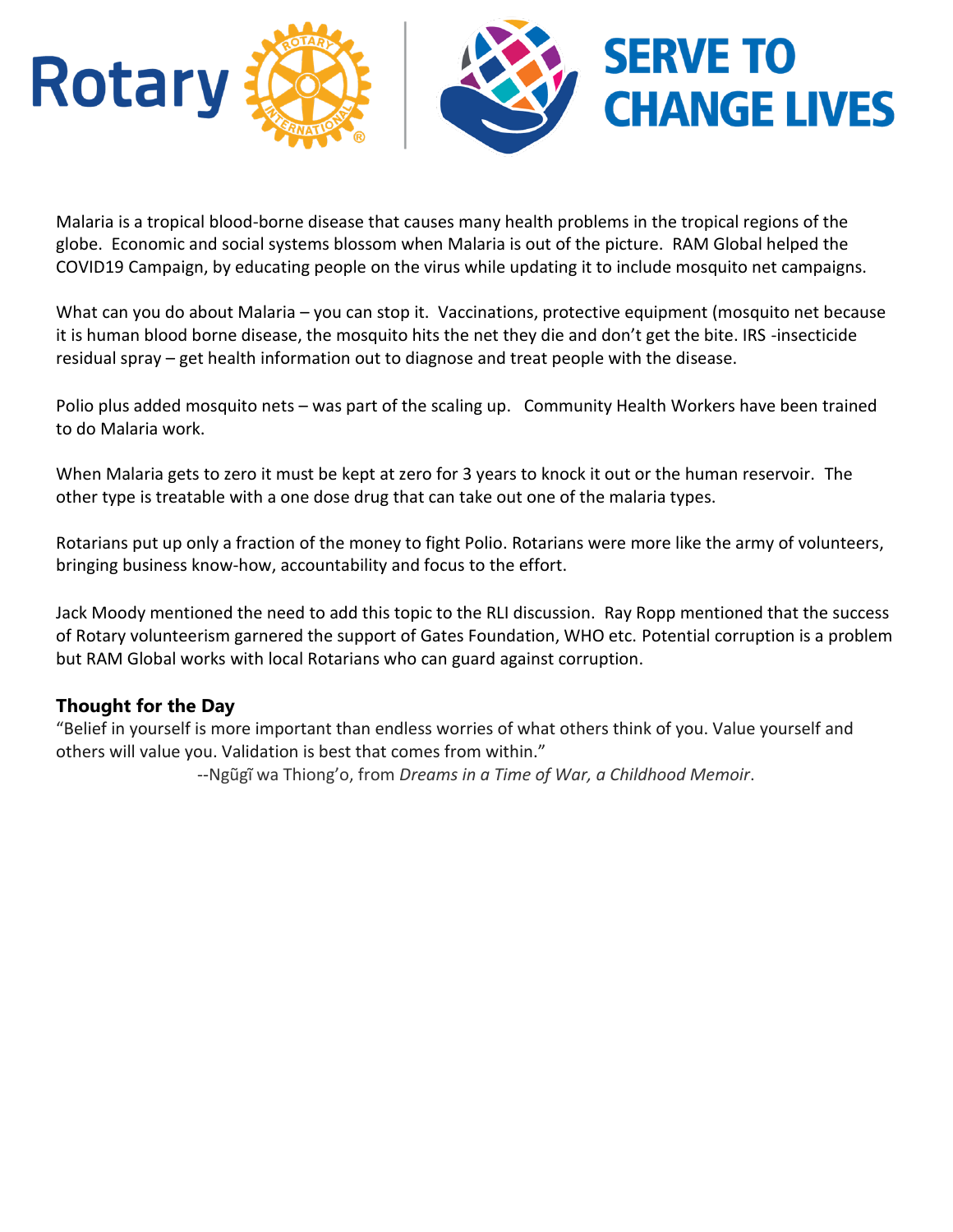Malaria is a tropical blood-borne disease that causes many health problems in the tropical regions of the globe. Economic and social systems blossom when Malaria is out of the picture. RAM Global helped the COVID19 Campaign, by educating people on the virus while updating it to include mosquito net campaigns.

What can you do about Malaria – you can stop it. Vaccinations, protective equipment (mosquito net because it is human blood borne disease, the mosquito hits the net they die and don't get the bite. IRS -insecticide residual spray – get health information out to diagnose and treat people with the disease.

Polio plus added mosquito nets – was part of the scaling up. Community Health Workers have been trained to do Malaria work.

When Malaria gets to zero it must be kept at zero for 3 years to knock it out or the human reservoir. The other type is treatable with a one dose drug that can take out one of the malaria types.

Rotarians put up only a fraction of the money to fight Polio. Rotarians were more like the army of volunteers, bringing business know-how, accountability and focus to the effort.

Jack Moody mentioned the need to add this topic to the RLI discussion. Ray Ropp mentioned that the success of Rotary volunteerism garnered the support of Gates Foundation, WHO etc. Potential corruption is a problem but RAM Global works with local Rotarians who can guard against corruption.

### Thought for the Day

"Belief in yourself is more important than endless worries of what others think of you. Value yourself and others will value you. Validation is best that comes from within."

--Ngũgĩ wa Thiong'o, from *Dreams in a Time of War, a Childhood Memoir*.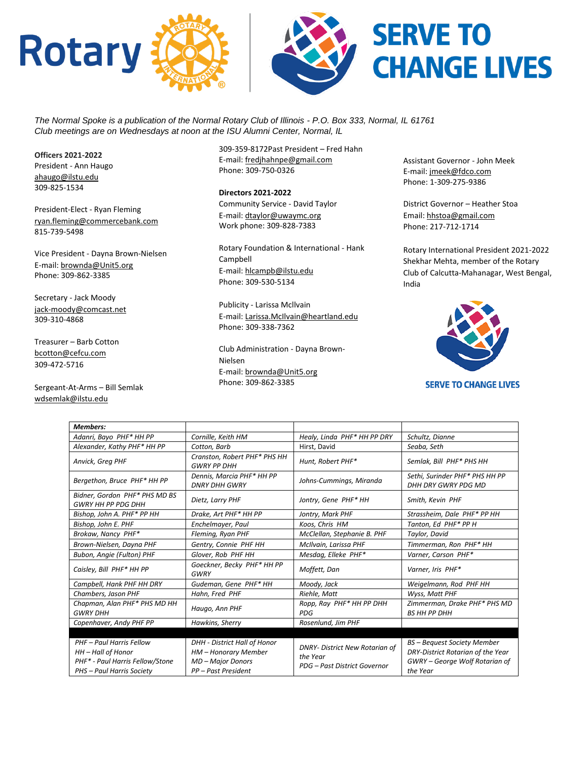Rotary | SERVE TO CHANGE LIVES

*The Normal Spoke is a publication of the Normal Rotary Club of Illinois - P.O. Box 333, Normal, IL 61761*
*Club meetings are on Wednesdays at noon at the ISU Alumni Center, Normal, IL*

**Officers 2021-2022**
President - Ann Haugo
ahaugo@ilstu.edu
309-825-1534

President-Elect - Ryan Fleming
ryan.fleming@commercebank.com
815-739-5498

Vice President - Dayna Brown-Nielsen
E-mail: brownda@Unit5.org
Phone: 309-862-3385

Secretary - Jack Moody
jack-moody@comcast.net
309-310-4868

Treasurer – Barb Cotton
bcotton@cefcu.com
309-472-5716

Sergeant-At-Arms – Bill Semlak
wdsemlak@ilstu.edu

309-359-8172Past President – Fred Hahn
E-mail: fredjhahnpe@gmail.com
Phone: 309-750-0326

**Directors 2021-2022**
Community Service - David Taylor
E-mail: dtaylor@uwaymc.org
Work phone: 309-828-7383

Rotary Foundation & International - Hank Campbell
E-mail: hlcampb@ilstu.edu
Phone: 309-530-5134

Publicity - Larissa McIlvain
E-mail: Larissa.McIlvain@heartland.edu
Phone: 309-338-7362

Club Administration - Dayna Brown-Nielsen
E-mail: brownda@Unit5.org
Phone: 309-862-3385

Assistant Governor - John Meek
E-mail: jmeek@fdco.com
Phone: 1-309-275-9386

District Governor – Heather Stoa
Email: hhstoa@gmail.com
Phone: 217-712-1714

Rotary International President 2021-2022
Shekhar Mehta, member of the Rotary Club of Calcutta-Mahanagar, West Bengal, India

SERVE TO CHANGE LIVES

| | | | |
|---|---|---|---|
| ***Members:*** | | | |
| *Adanri, Bayo PHF* HH PP* | *Cornille, Keith HM* | *Healy, Linda PHF* HH PP DRY* | *Schultz, Dianne* |
| *Alexander, Kathy PHF* HH PP* | *Cotton, Barb* | *Hirst, David* | *Seaba, Seth* |
| *Anvick, Greg PHF* | *Cranston, Robert PHF* PHS HH GWRY PP DHH* | *Hunt, Robert PHF** | *Semlak, Bill PHF* PHS HH* |
| *Bergethon, Bruce PHF* HH PP* | *Dennis, Marcia PHF* HH PP DNRY DHH GWRY* | *Johns-Cummings, Miranda* | *Sethi, Surinder PHF* PHS HH PP DHH DRY GWRY PDG MD* |
| *Bidner, Gordon PHF* PHS MD BS GWRY HH PP PDG DHH* | *Dietz, Larry PHF* | *Jontry, Gene PHF* HH* | *Smith, Kevin PHF* |
| *Bishop, John A. PHF* PP HH* | *Drake, Art PHF* HH PP* | *Jontry, Mark PHF* | *Strassheim, Dale PHF* PP HH* |
| *Bishop, John E. PHF* | *Enchelmayer, Paul* | *Koos, Chris HM* | *Tanton, Ed PHF* PP H* |
| *Brokaw, Nancy PHF** | *Fleming, Ryan PHF* | *McClellan, Stephanie B. PHF* | *Taylor, David* |
| *Brown-Nielsen, Dayna PHF* | *Gentry, Connie PHF HH* | *McIlvain, Larissa PHF* | *Timmerman, Ron PHF* HH* |
| *Bubon, Angie (Fulton) PHF* | *Glover, Rob PHF HH* | *Mesdag, Elleke PHF** | *Varner, Carson PHF** |
| *Caisley, Bill PHF* HH PP* | *Goeckner, Becky PHF* HH PP GWRY* | *Moffett, Dan* | *Varner, Iris PHF** |
| *Campbell, Hank PHF HH DRY* | *Gudeman, Gene PHF* HH* | *Moody, Jack* | *Weigelmann, Rod PHF HH* |
| *Chambers, Jason PHF* | *Hahn, Fred PHF* | *Riehle, Matt* | *Wyss, Matt PHF* |
| *Chapman, Alan PHF* PHS MD HH GWRY DHH* | *Haugo, Ann PHF* | *Ropp, Ray PHF* HH PP DHH PDG* | *Zimmerman, Drake PHF* PHS MD BS HH PP DHH* |
| *Copenhaver, Andy PHF PP* | *Hawkins, Sherry* | *Rosenlund, Jim PHF* | |
| | | | |
| *PHF – Paul Harris Fellow*<br>*HH – Hall of Honor*<br>*PHF* - Paul Harris Fellow/Stone*<br>*PHS – Paul Harris Society* | *DHH - District Hall of Honor*<br>*HM – Honorary Member*<br>*MD – Major Donors*<br>*PP – Past President* | *DNRY- District New Rotarian of the Year*<br>*PDG – Past District Governor* | *BS – Bequest Society Member*<br>*DRY-District Rotarian of the Year*<br>*GWRY – George Wolf Rotarian of the Year* |